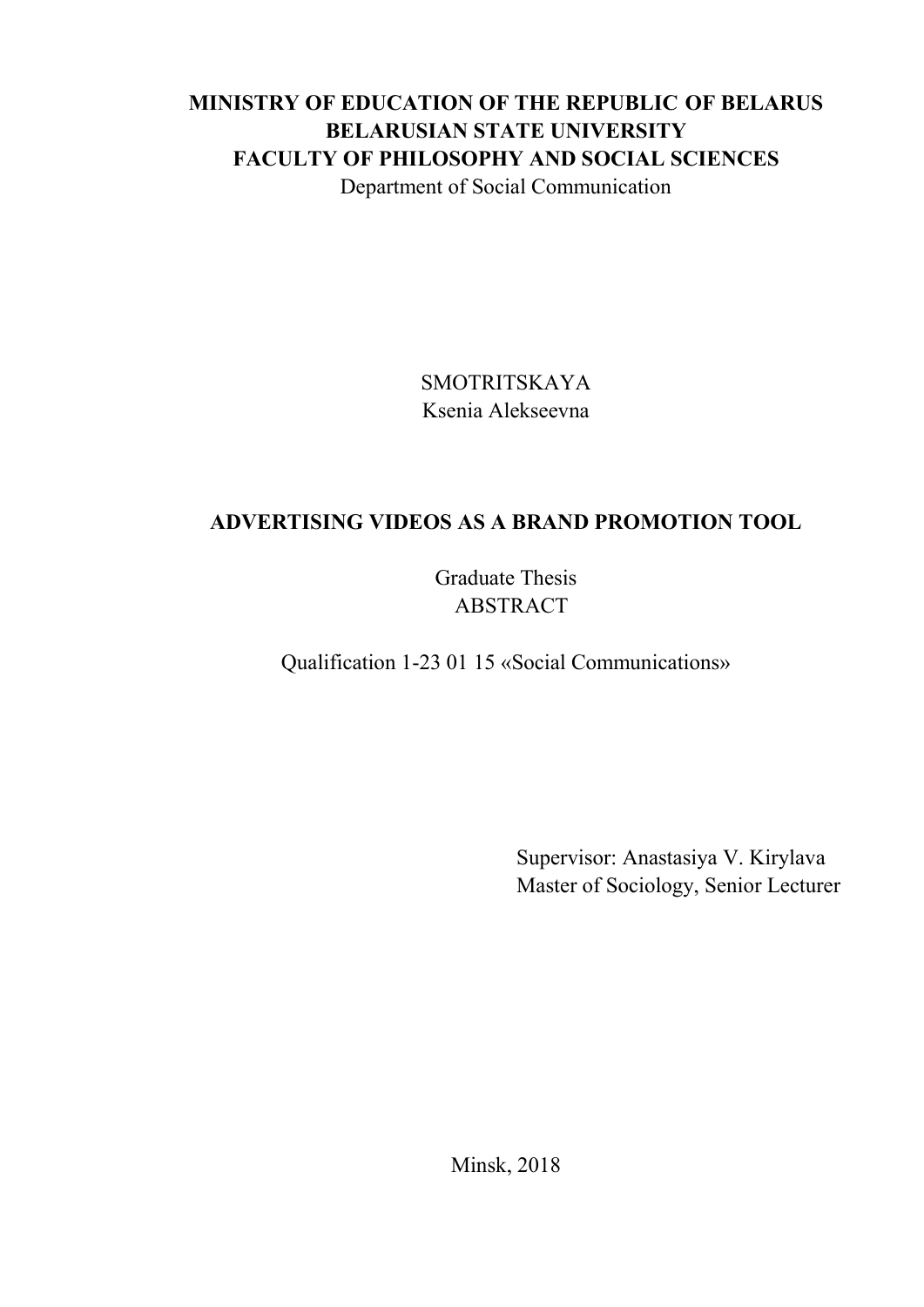**MINISTRY OF EDUCATION OF THE REPUBLIC OF BELARUS**
**BELARUSIAN STATE UNIVERSITY**
**FACULTY OF PHILOSOPHY AND SOCIAL SCIENCES**
Department of Social Communication

SMOTRITSKAYA
Ksenia Alekseevna

# ADVERTISING VIDEOS AS A BRAND PROMOTION TOOL

Graduate Thesis
ABSTRACT

Qualification 1-23 01 15 «Social Communications»

Supervisor: Anastasiya V. Kirylava
Master of Sociology, Senior Lecturer

Minsk, 2018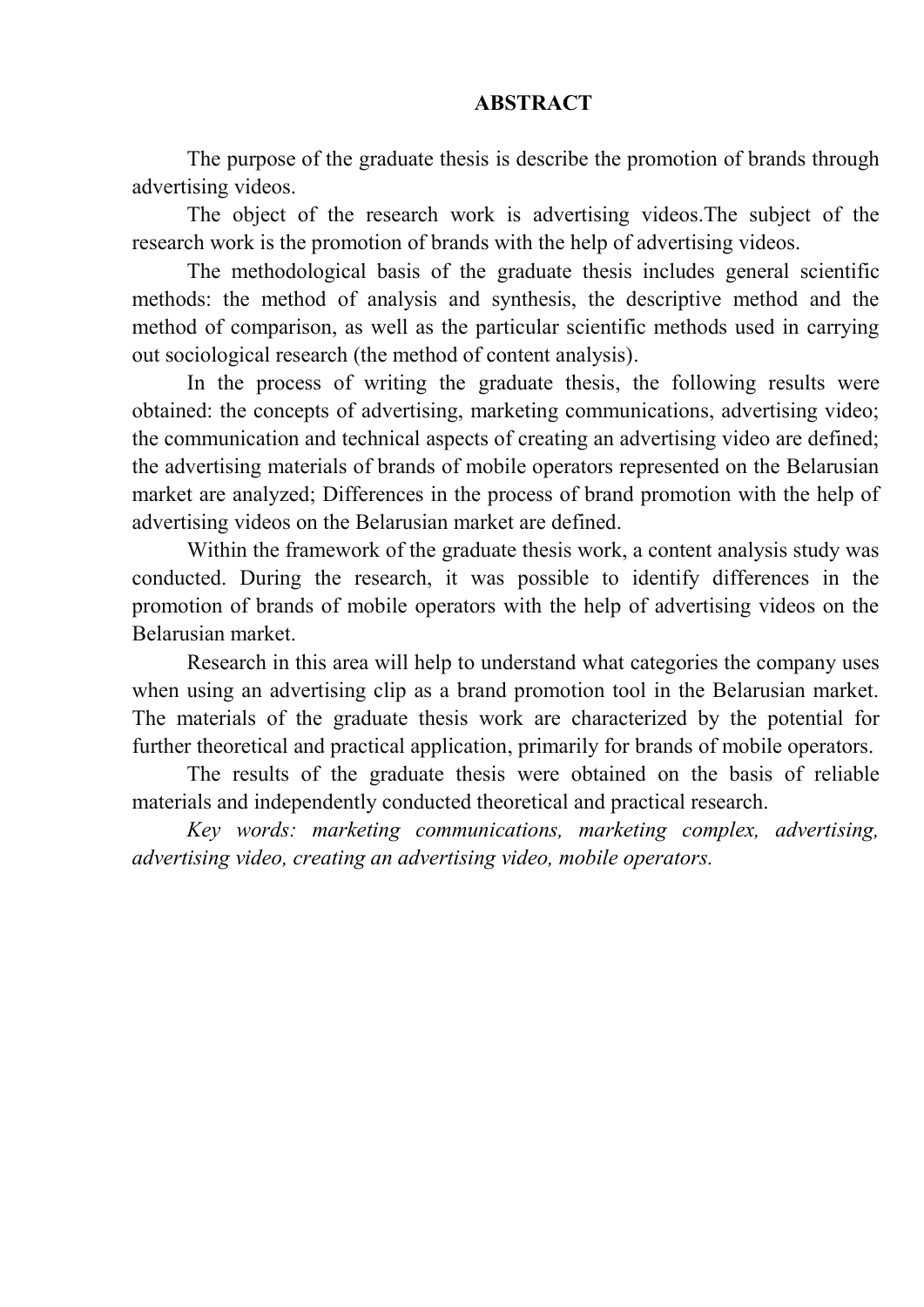**ABSTRACT**

The purpose of the graduate thesis is describe the promotion of brands through advertising videos.

The object of the research work is advertising videos.The subject of the research work is the promotion of brands with the help of advertising videos.

The methodological basis of the graduate thesis includes general scientific methods: the method of analysis and synthesis, the descriptive method and the method of comparison, as well as the particular scientific methods used in carrying out sociological research (the method of content analysis).

In the process of writing the graduate thesis, the following results were obtained: the concepts of advertising, marketing communications, advertising video; the communication and technical aspects of creating an advertising video are defined; the advertising materials of brands of mobile operators represented on the Belarusian market are analyzed; Differences in the process of brand promotion with the help of advertising videos on the Belarusian market are defined.

Within the framework of the graduate thesis work, a content analysis study was conducted. During the research, it was possible to identify differences in the promotion of brands of mobile operators with the help of advertising videos on the Belarusian market.

Research in this area will help to understand what categories the company uses when using an advertising clip as a brand promotion tool in the Belarusian market. The materials of the graduate thesis work are characterized by the potential for further theoretical and practical application, primarily for brands of mobile operators.

The results of the graduate thesis were obtained on the basis of reliable materials and independently conducted theoretical and practical research.

*Key words: marketing communications, marketing complex, advertising, advertising video, creating an advertising video, mobile operators.*